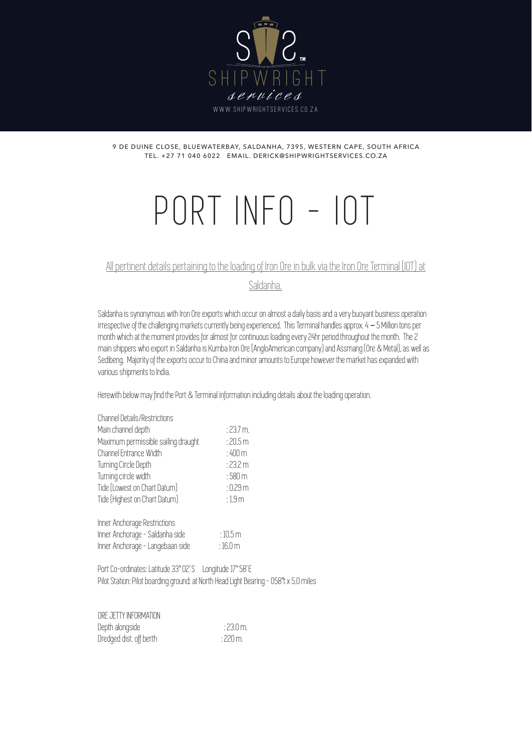SHIPWRIGHT services

WWW.SHIPWRIGHTSERVICES.CO.ZA

9 DE DUINE CLOSE, BLUEWATERBAY, SALDANHA, 7395, WESTERN CAPE, SOUTH AFRICA
TEL. +27 71 040 6022 EMAIL. DERICK@SHIPWRIGHTSERVICES.CO.ZA

# PORT INFO - IOT

All pertinent details pertaining to the loading of Iron Ore in bulk via the Iron Ore Terminal (IOT) at Saldanha.

Saldanha is synonymous with Iron Ore exports which occur on almost a daily basis and a very buoyant business operation irrespective of the challenging markets currently being experienced. This Terminal handles approx. 4 – 5 Million tons per month which at the moment provides for almost for continuous loading every 24hr period throughout the month. The 2 main shippers who export in Saldanha is Kumba Iron Ore (AngloAmerican company) and Assmang (Ore & Metal), as well as Sedibeng. Majority of the exports occur to China and minor amounts to Europe however the market has expanded with various shipments to India.

Herewith below may find the Port & Terminal information including details about the loading operation.

Channel Details/Restrictions

| | |
|---|---|
| Main channel depth | : 23.7 m. |
| Maximum permissible sailing draught | : 20.5 m |
| Channel Entrance Width | : 400 m |
| Turning Circle Depth | : 23.2 m |
| Turning circle width | : 580 m |
| Tide (Lowest on Chart Datum) | : 0.29 m |
| Tide (Highest on Chart Datum) | : 1.9 m |

Inner Anchorage Restrictions

| | |
|---|---|
| Inner Anchorage - Saldanha side | : 10.5 m |
| Inner Anchorage - Langebaan side | : 16.0 m |

Port Co-ordinates: Latitude 33° 02' S Longitude 17° 58' E
Pilot Station: Pilot boarding ground: at North Head Light Bearing - 058°t x 5.0 miles

ORE JETTY INFORMATION

| | |
|---|---|
| Depth alongside | : 23.0 m. |
| Dredged dist. off berth | : 220 m. |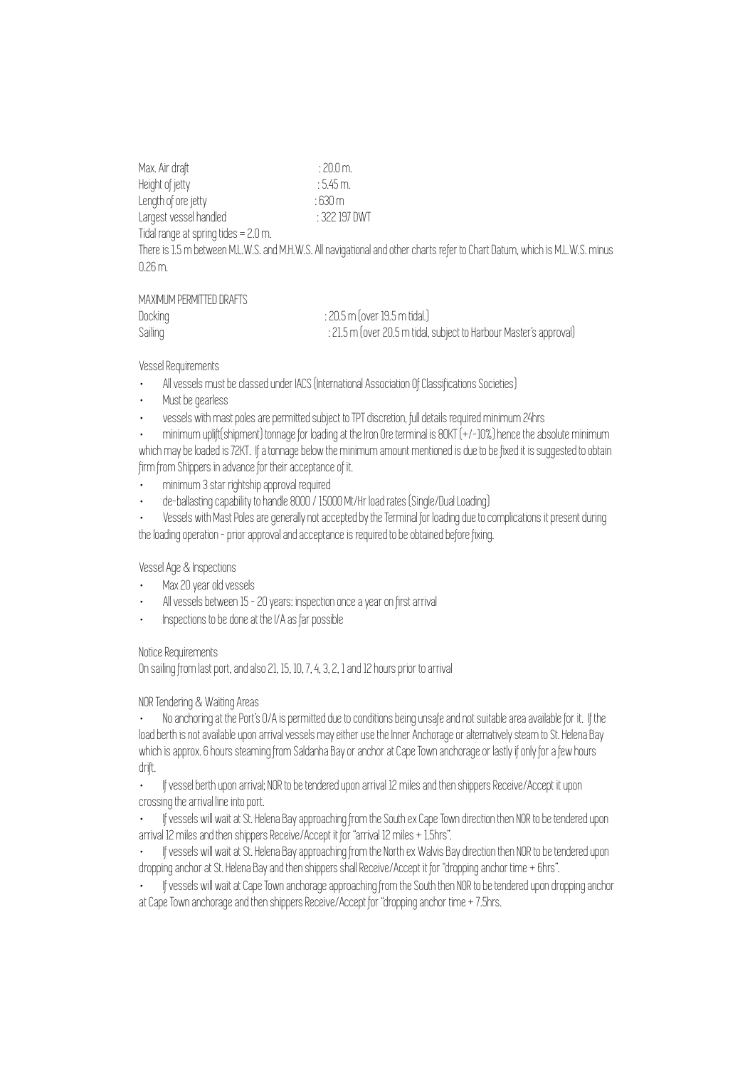Max. Air draft : 20.0 m.
Height of jetty : 5.45 m.
Length of ore jetty : 630 m
Largest vessel handled : 322 197 DWT
Tidal range at spring tides = 2.0 m.

There is 1.5 m between M.L.W.S. and M.H.W.S. All navigational and other charts refer to Chart Datum, which is M.L.W.S. minus 0.26 m.

MAXIMUM PERMITTED DRAFTS

Docking : 20.5 m (over 19.5 m tidal.)
Sailing : 21.5 m (over 20.5 m tidal, subject to Harbour Master's approval)

Vessel Requirements

- All vessels must be classed under IACS (International Association Of Classifications Societies)
- Must be gearless
- vessels with mast poles are permitted subject to TPT discretion, full details required minimum 24hrs
- minimum uplift(shipment) tonnage for loading at the Iron Ore terminal is 80KT (+/-10%) hence the absolute minimum which may be loaded is 72KT. If a tonnage below the minimum amount mentioned is due to be fixed it is suggested to obtain firm from Shippers in advance for their acceptance of it.
- minimum 3 star rightship approval required
- de-ballasting capability to handle 8000 / 15000 Mt/Hr load rates (Single/Dual Loading)
- Vessels with Mast Poles are generally not accepted by the Terminal for loading due to complications it present during the loading operation - prior approval and acceptance is required to be obtained before fixing.

Vessel Age & Inspections

- Max 20 year old vessels
- All vessels between 15 - 20 years: inspection once a year on first arrival
- Inspections to be done at the I/A as far possible

Notice Requirements

On sailing from last port, and also 21, 15, 10, 7, 4, 3, 2, 1 and 12 hours prior to arrival

NOR Tendering & Waiting Areas

- No anchoring at the Port's O/A is permitted due to conditions being unsafe and not suitable area available for it. If the load berth is not available upon arrival vessels may either use the Inner Anchorage or alternatively steam to St. Helena Bay which is approx. 6 hours steaming from Saldanha Bay or anchor at Cape Town anchorage or lastly if only for a few hours drift.
- If vessel berth upon arrival; NOR to be tendered upon arrival 12 miles and then shippers Receive/Accept it upon crossing the arrival line into port.
- If vessels will wait at St. Helena Bay approaching from the South ex Cape Town direction then NOR to be tendered upon arrival 12 miles and then shippers Receive/Accept it for "arrival 12 miles + 1.5hrs".
- If vessels will wait at St. Helena Bay approaching from the North ex Walvis Bay direction then NOR to be tendered upon dropping anchor at St. Helena Bay and then shippers shall Receive/Accept it for "dropping anchor time + 6hrs".
- If vessels will wait at Cape Town anchorage approaching from the South then NOR to be tendered upon dropping anchor at Cape Town anchorage and then shippers Receive/Accept for "dropping anchor time + 7.5hrs.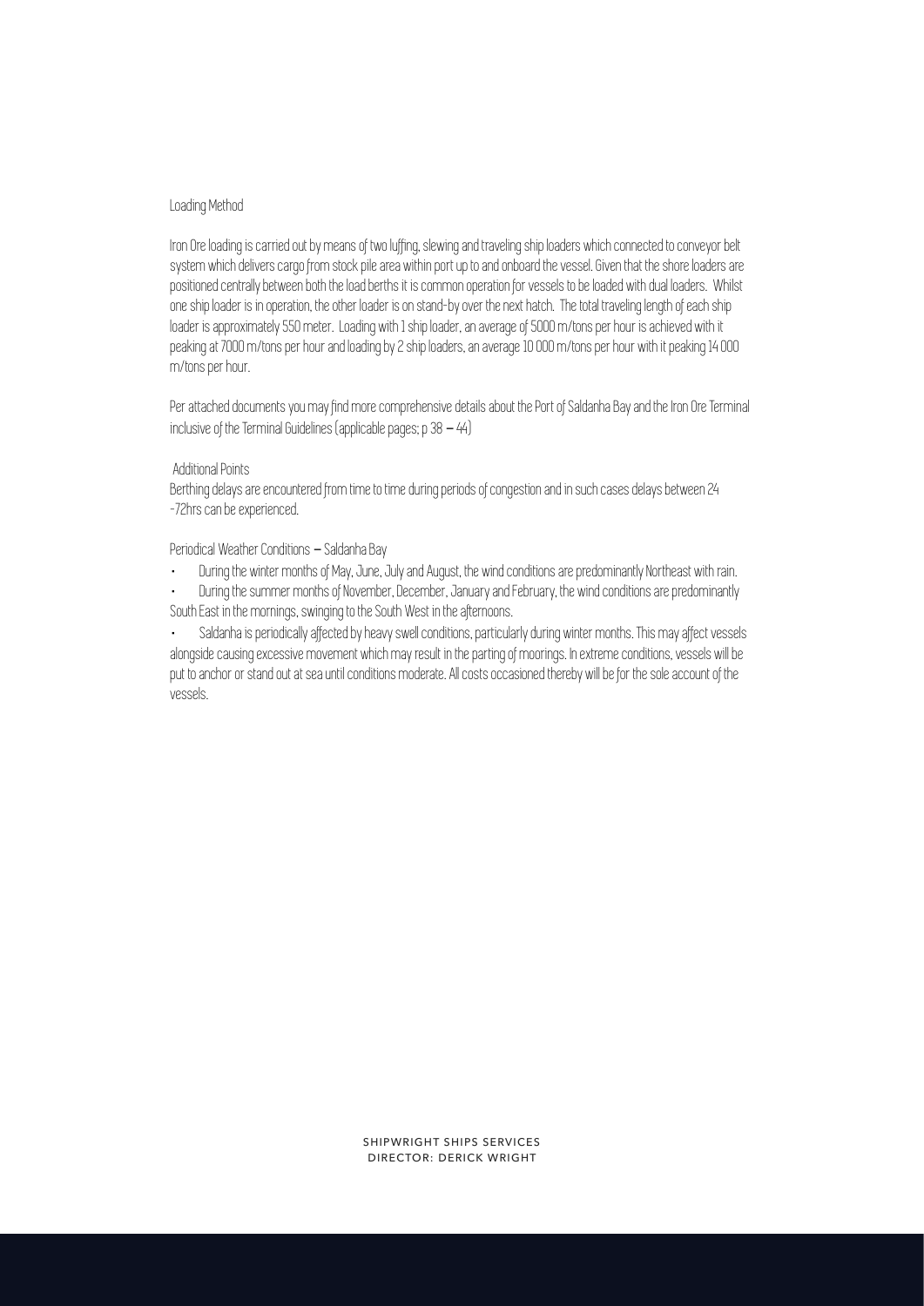## Loading Method

Iron Ore loading is carried out by means of two luffing, slewing and traveling ship loaders which connected to conveyor belt system which delivers cargo from stock pile area within port up to and onboard the vessel. Given that the shore loaders are positioned centrally between both the load berths it is common operation for vessels to be loaded with dual loaders. Whilst one ship loader is in operation, the other loader is on stand-by over the next hatch. The total traveling length of each ship loader is approximately 550 meter. Loading with 1 ship loader, an average of 5000 m/tons per hour is achieved with it peaking at 7000 m/tons per hour and loading by 2 ship loaders, an average 10 000 m/tons per hour with it peaking 14 000 m/tons per hour.

Per attached documents you may find more comprehensive details about the Port of Saldanha Bay and the Iron Ore Terminal inclusive of the Terminal Guidelines (applicable pages; p 38 – 44)

## Additional Points

Berthing delays are encountered from time to time during periods of congestion and in such cases delays between 24 -72hrs can be experienced.

Periodical Weather Conditions – Saldanha Bay

- During the winter months of May, June, July and August, the wind conditions are predominantly Northeast with rain.
- During the summer months of November, December, January and February, the wind conditions are predominantly South East in the mornings, swinging to the South West in the afternoons.
- Saldanha is periodically affected by heavy swell conditions, particularly during winter months. This may affect vessels alongside causing excessive movement which may result in the parting of moorings. In extreme conditions, vessels will be put to anchor or stand out at sea until conditions moderate. All costs occasioned thereby will be for the sole account of the vessels.

SHIPWRIGHT SHIPS SERVICES
DIRECTOR: DERICK WRIGHT